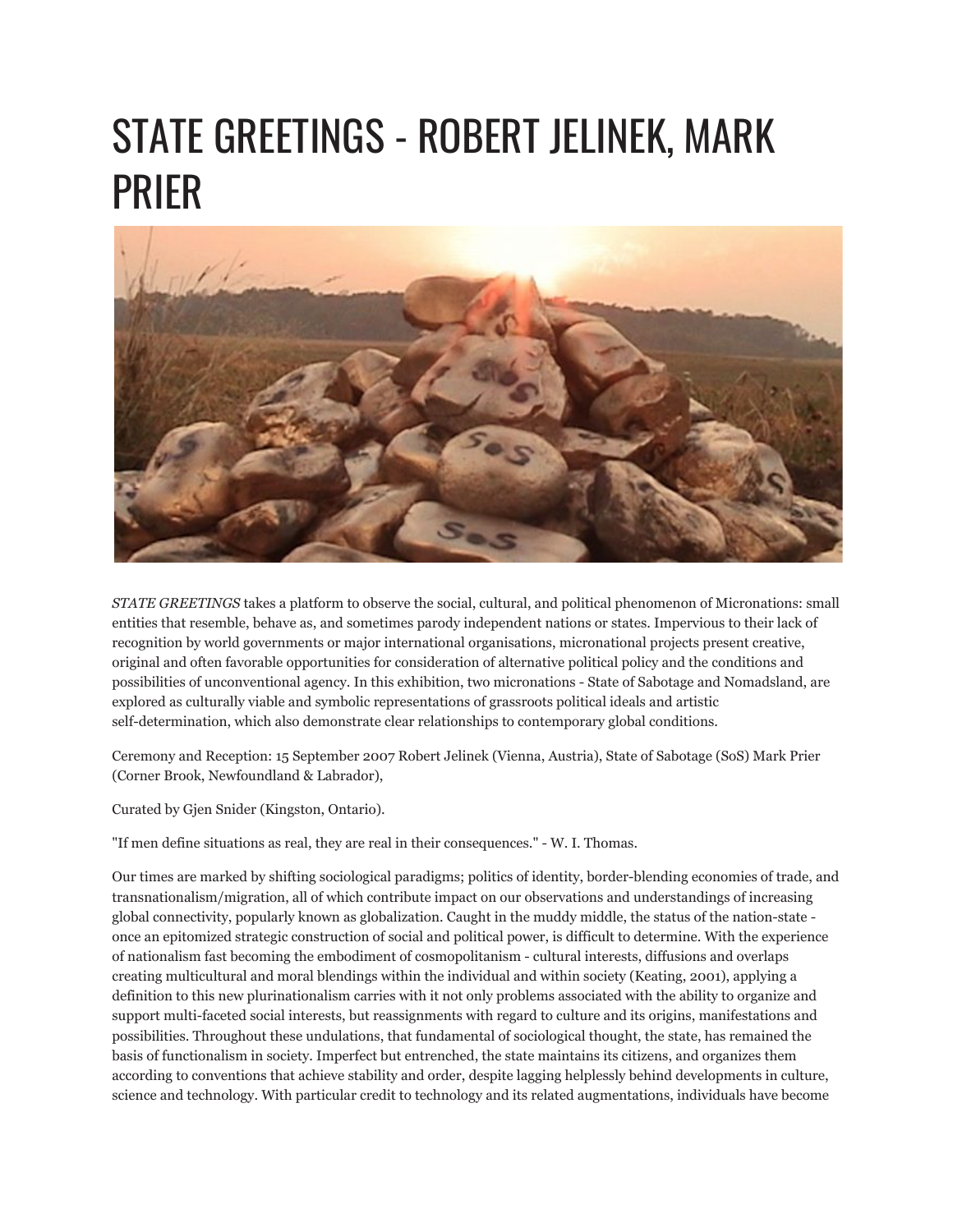# STATE GREETINGS - ROBERT JELINEK, MARK PRIER

*STATE GREETINGS* takes a platform to observe the social, cultural, and political phenomenon of Micronations: small entities that resemble, behave as, and sometimes parody independent nations or states. Impervious to their lack of recognition by world governments or major international organisations, micronational projects present creative, original and often favorable opportunities for consideration of alternative political policy and the conditions and possibilities of unconventional agency. In this exhibition, two micronations - State of Sabotage and Nomadsland, are explored as culturally viable and symbolic representations of grassroots political ideals and artistic self-determination, which also demonstrate clear relationships to contemporary global conditions.

Ceremony and Reception: 15 September 2007 Robert Jelinek (Vienna, Austria), State of Sabotage (SoS) Mark Prier (Corner Brook, Newfoundland & Labrador),

Curated by Gjen Snider (Kingston, Ontario).

"If men define situations as real, they are real in their consequences." - W. I. Thomas.

Our times are marked by shifting sociological paradigms; politics of identity, border-blending economies of trade, and transnationalism/migration, all of which contribute impact on our observations and understandings of increasing global connectivity, popularly known as globalization. Caught in the muddy middle, the status of the nation-state - once an epitomized strategic construction of social and political power, is difficult to determine. With the experience of nationalism fast becoming the embodiment of cosmopolitanism - cultural interests, diffusions and overlaps creating multicultural and moral blendings within the individual and within society (Keating, 2001), applying a definition to this new plurinationalism carries with it not only problems associated with the ability to organize and support multi-faceted social interests, but reassignments with regard to culture and its origins, manifestations and possibilities. Throughout these undulations, that fundamental of sociological thought, the state, has remained the basis of functionalism in society. Imperfect but entrenched, the state maintains its citizens, and organizes them according to conventions that achieve stability and order, despite lagging helplessly behind developments in culture, science and technology. With particular credit to technology and its related augmentations, individuals have become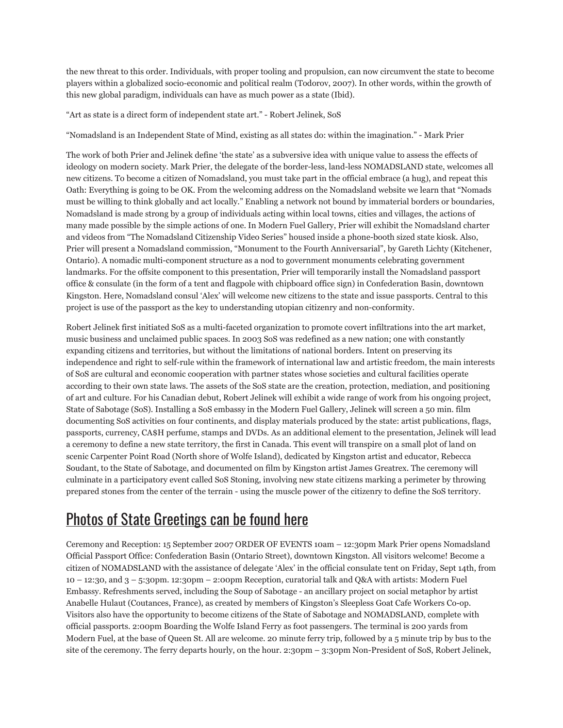the new threat to this order. Individuals, with proper tooling and propulsion, can now circumvent the state to become players within a globalized socio-economic and political realm (Todorov, 2007). In other words, within the growth of this new global paradigm, individuals can have as much power as a state (Ibid).

"Art as state is a direct form of independent state art." - Robert Jelinek, SoS

"Nomadsland is an Independent State of Mind, existing as all states do: within the imagination." - Mark Prier

The work of both Prier and Jelinek define 'the state' as a subversive idea with unique value to assess the effects of ideology on modern society. Mark Prier, the delegate of the border-less, land-less NOMADSLAND state, welcomes all new citizens. To become a citizen of Nomadsland, you must take part in the official embrace (a hug), and repeat this Oath: Everything is going to be OK. From the welcoming address on the Nomadsland website we learn that "Nomads must be willing to think globally and act locally." Enabling a network not bound by immaterial borders or boundaries, Nomadsland is made strong by a group of individuals acting within local towns, cities and villages, the actions of many made possible by the simple actions of one. In Modern Fuel Gallery, Prier will exhibit the Nomadsland charter and videos from "The Nomadsland Citizenship Video Series" housed inside a phone-booth sized state kiosk. Also, Prier will present a Nomadsland commission, "Monument to the Fourth Anniversarial", by Gareth Lichty (Kitchener, Ontario). A nomadic multi-component structure as a nod to government monuments celebrating government landmarks. For the offsite component to this presentation, Prier will temporarily install the Nomadsland passport office & consulate (in the form of a tent and flagpole with chipboard office sign) in Confederation Basin, downtown Kingston. Here, Nomadsland consul 'Alex' will welcome new citizens to the state and issue passports. Central to this project is use of the passport as the key to understanding utopian citizenry and non-conformity.

Robert Jelinek first initiated SoS as a multi-faceted organization to promote covert infiltrations into the art market, music business and unclaimed public spaces. In 2003 SoS was redefined as a new nation; one with constantly expanding citizens and territories, but without the limitations of national borders. Intent on preserving its independence and right to self-rule within the framework of international law and artistic freedom, the main interests of SoS are cultural and economic cooperation with partner states whose societies and cultural facilities operate according to their own state laws. The assets of the SoS state are the creation, protection, mediation, and positioning of art and culture. For his Canadian debut, Robert Jelinek will exhibit a wide range of work from his ongoing project, State of Sabotage (SoS). Installing a SoS embassy in the Modern Fuel Gallery, Jelinek will screen a 50 min. film documenting SoS activities on four continents, and display materials produced by the state: artist publications, flags, passports, currency, CA$H perfume, stamps and DVDs. As an additional element to the presentation, Jelinek will lead a ceremony to define a new state territory, the first in Canada. This event will transpire on a small plot of land on scenic Carpenter Point Road (North shore of Wolfe Island), dedicated by Kingston artist and educator, Rebecca Soudant, to the State of Sabotage, and documented on film by Kingston artist James Greatrex. The ceremony will culminate in a participatory event called SoS Stoning, involving new state citizens marking a perimeter by throwing prepared stones from the center of the terrain - using the muscle power of the citizenry to define the SoS territory.

## Photos of State Greetings can be found here

Ceremony and Reception: 15 September 2007 ORDER OF EVENTS 10am – 12:30pm Mark Prier opens Nomadsland Official Passport Office: Confederation Basin (Ontario Street), downtown Kingston. All visitors welcome! Become a citizen of NOMADSLAND with the assistance of delegate 'Alex' in the official consulate tent on Friday, Sept 14th, from 10 – 12:30, and 3 – 5:30pm. 12:30pm – 2:00pm Reception, curatorial talk and Q&A with artists: Modern Fuel Embassy. Refreshments served, including the Soup of Sabotage - an ancillary project on social metaphor by artist Anabelle Hulaut (Coutances, France), as created by members of Kingston's Sleepless Goat Cafe Workers Co-op. Visitors also have the opportunity to become citizens of the State of Sabotage and NOMADSLAND, complete with official passports. 2:00pm Boarding the Wolfe Island Ferry as foot passengers. The terminal is 200 yards from Modern Fuel, at the base of Queen St. All are welcome. 20 minute ferry trip, followed by a 5 minute trip by bus to the site of the ceremony. The ferry departs hourly, on the hour. 2:30pm – 3:30pm Non-President of SoS, Robert Jelinek,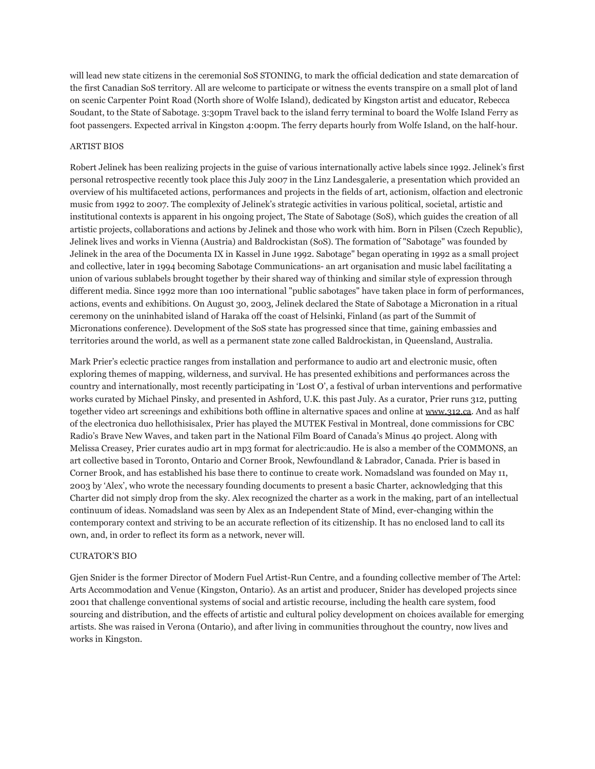will lead new state citizens in the ceremonial SoS STONING, to mark the official dedication and state demarcation of the first Canadian SoS territory. All are welcome to participate or witness the events transpire on a small plot of land on scenic Carpenter Point Road (North shore of Wolfe Island), dedicated by Kingston artist and educator, Rebecca Soudant, to the State of Sabotage. 3:30pm Travel back to the island ferry terminal to board the Wolfe Island Ferry as foot passengers. Expected arrival in Kingston 4:00pm. The ferry departs hourly from Wolfe Island, on the half-hour.

## ARTIST BIOS

Robert Jelinek has been realizing projects in the guise of various internationally active labels since 1992. Jelinek's first personal retrospective recently took place this July 2007 in the Linz Landesgalerie, a presentation which provided an overview of his multifaceted actions, performances and projects in the fields of art, actionism, olfaction and electronic music from 1992 to 2007. The complexity of Jelinek's strategic activities in various political, societal, artistic and institutional contexts is apparent in his ongoing project, The State of Sabotage (SoS), which guides the creation of all artistic projects, collaborations and actions by Jelinek and those who work with him. Born in Pilsen (Czech Republic), Jelinek lives and works in Vienna (Austria) and Baldrockistan (SoS). The formation of "Sabotage" was founded by Jelinek in the area of the Documenta IX in Kassel in June 1992. Sabotage" began operating in 1992 as a small project and collective, later in 1994 becoming Sabotage Communications- an art organisation and music label facilitating a union of various sublabels brought together by their shared way of thinking and similar style of expression through different media. Since 1992 more than 100 international "public sabotages" have taken place in form of performances, actions, events and exhibitions. On August 30, 2003, Jelinek declared the State of Sabotage a Micronation in a ritual ceremony on the uninhabited island of Haraka off the coast of Helsinki, Finland (as part of the Summit of Micronations conference). Development of the SoS state has progressed since that time, gaining embassies and territories around the world, as well as a permanent state zone called Baldrockistan, in Queensland, Australia.

Mark Prier's eclectic practice ranges from installation and performance to audio art and electronic music, often exploring themes of mapping, wilderness, and survival. He has presented exhibitions and performances across the country and internationally, most recently participating in 'Lost O', a festival of urban interventions and performative works curated by Michael Pinsky, and presented in Ashford, U.K. this past July. As a curator, Prier runs 312, putting together video art screenings and exhibitions both offline in alternative spaces and online at www.312.ca. And as half of the electronica duo hellothisisalex, Prier has played the MUTEK Festival in Montreal, done commissions for CBC Radio's Brave New Waves, and taken part in the National Film Board of Canada's Minus 40 project. Along with Melissa Creasey, Prier curates audio art in mp3 format for alectric:audio. He is also a member of the COMMONS, an art collective based in Toronto, Ontario and Corner Brook, Newfoundland & Labrador, Canada. Prier is based in Corner Brook, and has established his base there to continue to create work. Nomadsland was founded on May 11, 2003 by 'Alex', who wrote the necessary founding documents to present a basic Charter, acknowledging that this Charter did not simply drop from the sky. Alex recognized the charter as a work in the making, part of an intellectual continuum of ideas. Nomadsland was seen by Alex as an Independent State of Mind, ever-changing within the contemporary context and striving to be an accurate reflection of its citizenship. It has no enclosed land to call its own, and, in order to reflect its form as a network, never will.

## CURATOR'S BIO

Gjen Snider is the former Director of Modern Fuel Artist-Run Centre, and a founding collective member of The Artel: Arts Accommodation and Venue (Kingston, Ontario). As an artist and producer, Snider has developed projects since 2001 that challenge conventional systems of social and artistic recourse, including the health care system, food sourcing and distribution, and the effects of artistic and cultural policy development on choices available for emerging artists. She was raised in Verona (Ontario), and after living in communities throughout the country, now lives and works in Kingston.